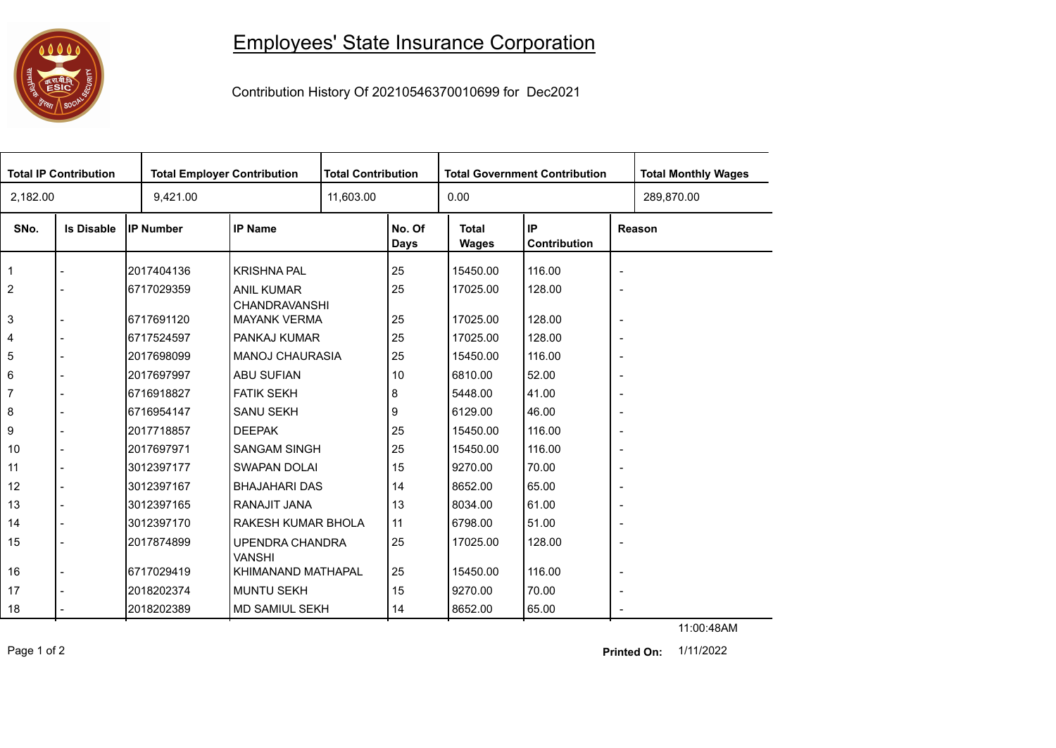# Employees' State Insurance Corporation

Contribution History Of 20210546370010699 for Dec2021

| Total IP Contribution | Total Employer Contribution | Total Contribution | Total Government Contribution | Total Monthly Wages |
|---|---|---|---|---|
| 2,182.00 | 9,421.00 | 11,603.00 | 0.00 | 289,870.00 |

| SNo. | Is Disable | IP Number | IP Name | No. Of Days | Total Wages | IP Contribution | Reason |
|---|---|---|---|---|---|---|---|
| 1 | - | 2017404136 | KRISHNA PAL | 25 | 15450.00 | 116.00 | - |
| 2 | - | 6717029359 | ANIL KUMAR CHANDRAVANSHI | 25 | 17025.00 | 128.00 | - |
| 3 | - | 6717691120 | MAYANK VERMA | 25 | 17025.00 | 128.00 | - |
| 4 | - | 6717524597 | PANKAJ KUMAR | 25 | 17025.00 | 128.00 | - |
| 5 | - | 2017698099 | MANOJ CHAURASIA | 25 | 15450.00 | 116.00 | - |
| 6 | - | 2017697997 | ABU SUFIAN | 10 | 6810.00 | 52.00 | - |
| 7 | - | 6716918827 | FATIK SEKH | 8 | 5448.00 | 41.00 | - |
| 8 | - | 6716954147 | SANU SEKH | 9 | 6129.00 | 46.00 | - |
| 9 | - | 2017718857 | DEEPAK | 25 | 15450.00 | 116.00 | - |
| 10 | - | 2017697971 | SANGAM SINGH | 25 | 15450.00 | 116.00 | - |
| 11 | - | 3012397177 | SWAPAN DOLAI | 15 | 9270.00 | 70.00 | - |
| 12 | - | 3012397167 | BHAJAHARI DAS | 14 | 8652.00 | 65.00 | - |
| 13 | - | 3012397165 | RANAJIT JANA | 13 | 8034.00 | 61.00 | - |
| 14 | - | 3012397170 | RAKESH KUMAR BHOLA | 11 | 6798.00 | 51.00 | - |
| 15 | - | 2017874899 | UPENDRA CHANDRA VANSHI | 25 | 17025.00 | 128.00 | - |
| 16 | - | 6717029419 | KHIMANAND MATHAPAL | 25 | 15450.00 | 116.00 | - |
| 17 | - | 2018202374 | MUNTU SEKH | 15 | 9270.00 | 70.00 | - |
| 18 | - | 2018202389 | MD SAMIUL SEKH | 14 | 8652.00 | 65.00 | - |

11:00:48AM

**Printed On:** 1/11/2022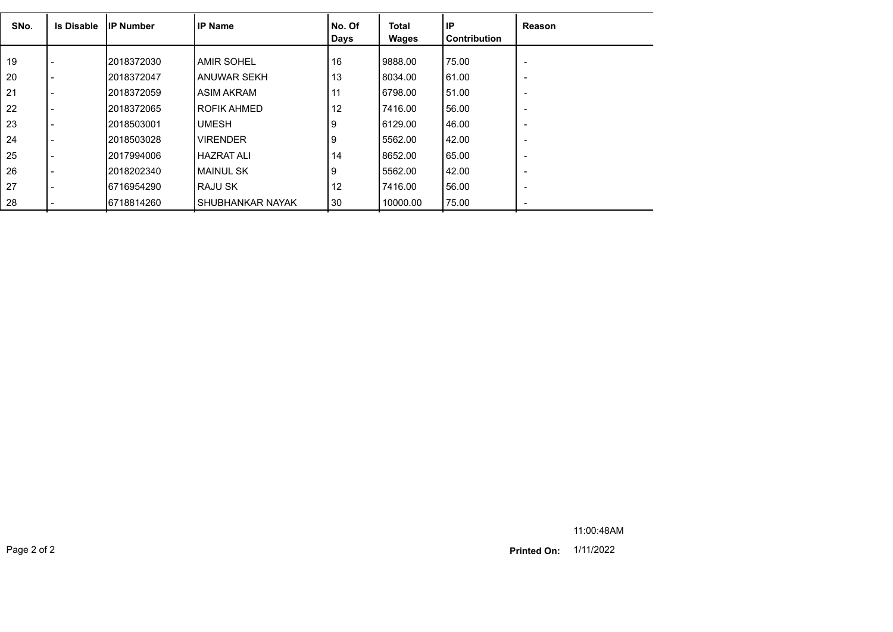| SNo. | Is Disable | IP Number | IP Name | No. Of Days | Total Wages | IP Contribution | Reason |
|---|---|---|---|---|---|---|---|
| 19 | - | 2018372030 | AMIR SOHEL | 16 | 9888.00 | 75.00 | - |
| 20 | - | 2018372047 | ANUWAR SEKH | 13 | 8034.00 | 61.00 | - |
| 21 | - | 2018372059 | ASIM AKRAM | 11 | 6798.00 | 51.00 | - |
| 22 | - | 2018372065 | ROFIK AHMED | 12 | 7416.00 | 56.00 | - |
| 23 | - | 2018503001 | UMESH | 9 | 6129.00 | 46.00 | - |
| 24 | - | 2018503028 | VIRENDER | 9 | 5562.00 | 42.00 | - |
| 25 | - | 2017994006 | HAZRAT ALI | 14 | 8652.00 | 65.00 | - |
| 26 | - | 2018202340 | MAINUL SK | 9 | 5562.00 | 42.00 | - |
| 27 | - | 6716954290 | RAJU SK | 12 | 7416.00 | 56.00 | - |
| 28 | - | 6718814260 | SHUBHANKAR NAYAK | 30 | 10000.00 | 75.00 | - |

11:00:48AM

**Printed On:** 1/11/2022